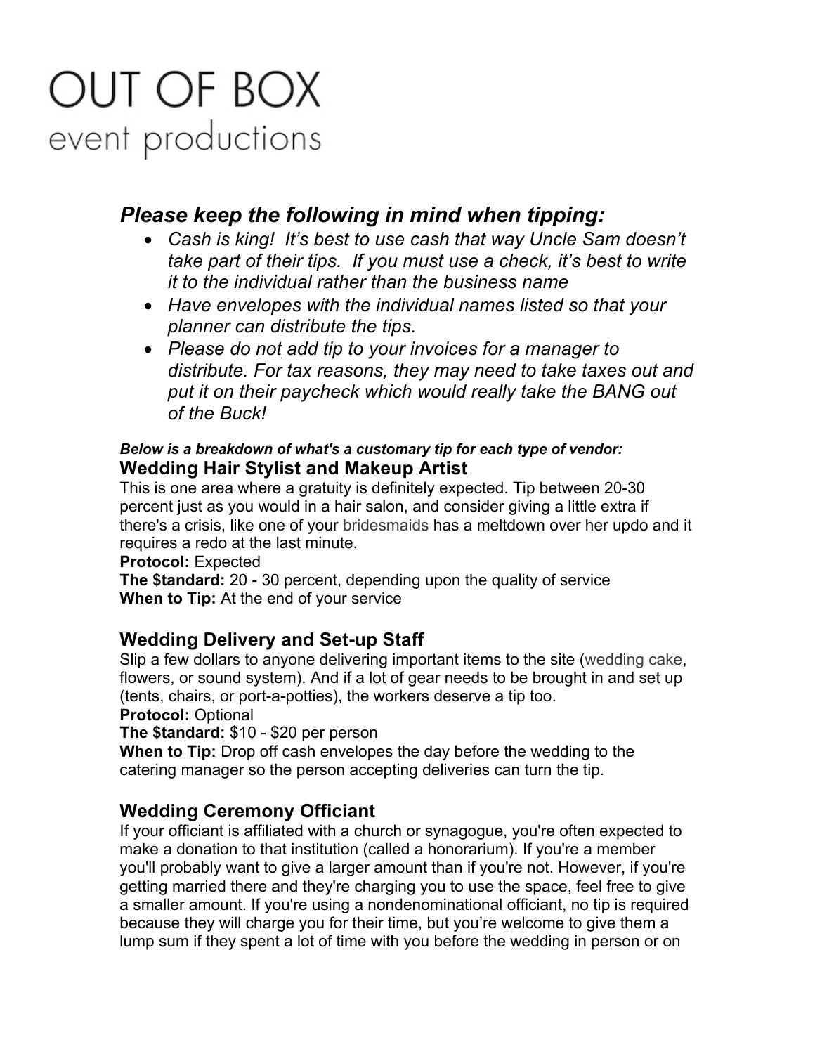# OUT OF BOX
event productions

## *Please keep the following in mind when tipping:*

- *Cash is king! It's best to use cash that way Uncle Sam doesn't take part of their tips. If you must use a check, it's best to write it to the individual rather than the business name*
- *Have envelopes with the individual names listed so that your planner can distribute the tips.*
- *Please do <u>not</u> add tip to your invoices for a manager to distribute. For tax reasons, they may need to take taxes out and put it on their paycheck which would really take the BANG out of the Buck!*

***Below is a breakdown of what's a customary tip for each type of vendor:***

### Wedding Hair Stylist and Makeup Artist

This is one area where a gratuity is definitely expected. Tip between 20-30 percent just as you would in a hair salon, and consider giving a little extra if there's a crisis, like one of your bridesmaids has a meltdown over her updo and it requires a redo at the last minute.

**Protocol:** Expected
**The $tandard:** 20 - 30 percent, depending upon the quality of service
**When to Tip:** At the end of your service

### Wedding Delivery and Set-up Staff

Slip a few dollars to anyone delivering important items to the site (wedding cake, flowers, or sound system). And if a lot of gear needs to be brought in and set up (tents, chairs, or port-a-potties), the workers deserve a tip too.

**Protocol:** Optional
**The $tandard:** $10 - $20 per person
**When to Tip:** Drop off cash envelopes the day before the wedding to the catering manager so the person accepting deliveries can turn the tip.

### Wedding Ceremony Officiant

If your officiant is affiliated with a church or synagogue, you're often expected to make a donation to that institution (called a honorarium). If you're a member you'll probably want to give a larger amount than if you're not. However, if you're getting married there and they're charging you to use the space, feel free to give a smaller amount. If you're using a nondenominational officiant, no tip is required because they will charge you for their time, but you're welcome to give them a lump sum if they spent a lot of time with you before the wedding in person or on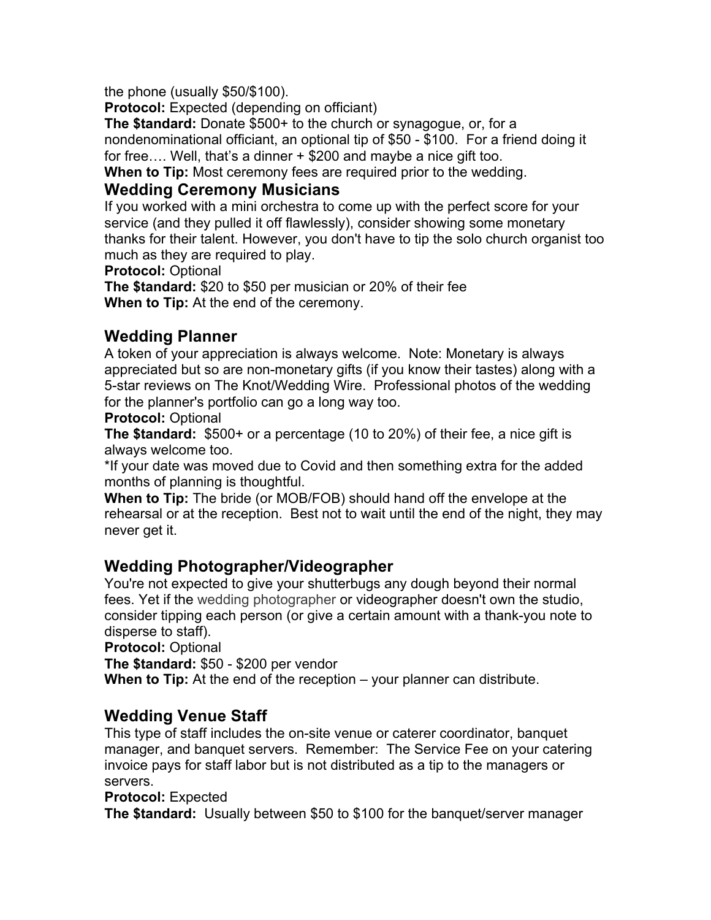the phone (usually $50/$100).
**Protocol:** Expected (depending on officiant)
**The $tandard:** Donate $500+ to the church or synagogue, or, for a nondenominational officiant, an optional tip of $50 - $100. For a friend doing it for free…. Well, that's a dinner + $200 and maybe a nice gift too.
**When to Tip:** Most ceremony fees are required prior to the wedding.

## Wedding Ceremony Musicians

If you worked with a mini orchestra to come up with the perfect score for your service (and they pulled it off flawlessly), consider showing some monetary thanks for their talent. However, you don't have to tip the solo church organist too much as they are required to play.
**Protocol:** Optional
**The $tandard:** $20 to $50 per musician or 20% of their fee
**When to Tip:** At the end of the ceremony.

## Wedding Planner

A token of your appreciation is always welcome. Note: Monetary is always appreciated but so are non-monetary gifts (if you know their tastes) along with a 5-star reviews on The Knot/Wedding Wire. Professional photos of the wedding for the planner's portfolio can go a long way too.
**Protocol:** Optional
**The $tandard:** $500+ or a percentage (10 to 20%) of their fee, a nice gift is always welcome too.
*If your date was moved due to Covid and then something extra for the added months of planning is thoughtful.
**When to Tip:** The bride (or MOB/FOB) should hand off the envelope at the rehearsal or at the reception. Best not to wait until the end of the night, they may never get it.

## Wedding Photographer/Videographer

You're not expected to give your shutterbugs any dough beyond their normal fees. Yet if the wedding photographer or videographer doesn't own the studio, consider tipping each person (or give a certain amount with a thank-you note to disperse to staff).
**Protocol:** Optional
**The $tandard:** $50 - $200 per vendor
**When to Tip:** At the end of the reception – your planner can distribute.

## Wedding Venue Staff

This type of staff includes the on-site venue or caterer coordinator, banquet manager, and banquet servers. Remember: The Service Fee on your catering invoice pays for staff labor but is not distributed as a tip to the managers or servers.
**Protocol:** Expected
**The $tandard:** Usually between $50 to $100 for the banquet/server manager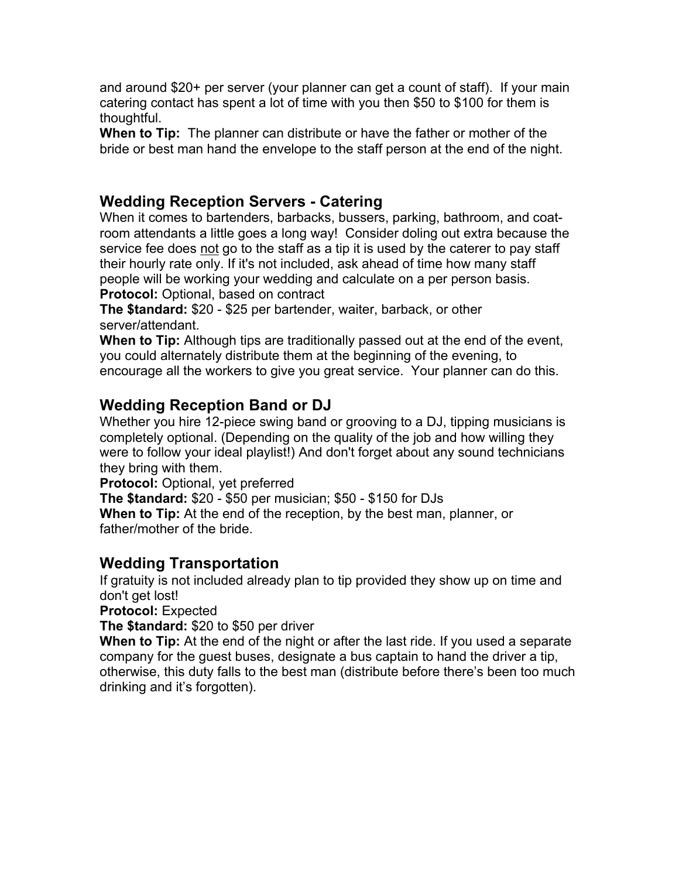and around $20+ per server (your planner can get a count of staff). If your main catering contact has spent a lot of time with you then $50 to $100 for them is thoughtful.

**When to Tip:** The planner can distribute or have the father or mother of the bride or best man hand the envelope to the staff person at the end of the night.

## Wedding Reception Servers - Catering

When it comes to bartenders, barbacks, bussers, parking, bathroom, and coat-room attendants a little goes a long way! Consider doling out extra because the service fee does not go to the staff as a tip it is used by the caterer to pay staff their hourly rate only. If it's not included, ask ahead of time how many staff people will be working your wedding and calculate on a per person basis.

**Protocol:** Optional, based on contract

**The $tandard:** $20 - $25 per bartender, waiter, barback, or other server/attendant.

**When to Tip:** Although tips are traditionally passed out at the end of the event, you could alternately distribute them at the beginning of the evening, to encourage all the workers to give you great service. Your planner can do this.

## Wedding Reception Band or DJ

Whether you hire 12-piece swing band or grooving to a DJ, tipping musicians is completely optional. (Depending on the quality of the job and how willing they were to follow your ideal playlist!) And don't forget about any sound technicians they bring with them.

**Protocol:** Optional, yet preferred

**The $tandard:** $20 - $50 per musician; $50 - $150 for DJs

**When to Tip:** At the end of the reception, by the best man, planner, or father/mother of the bride.

## Wedding Transportation

If gratuity is not included already plan to tip provided they show up on time and don't get lost!

**Protocol:** Expected

**The $tandard:** $20 to $50 per driver

**When to Tip:** At the end of the night or after the last ride. If you used a separate company for the guest buses, designate a bus captain to hand the driver a tip, otherwise, this duty falls to the best man (distribute before there's been too much drinking and it's forgotten).